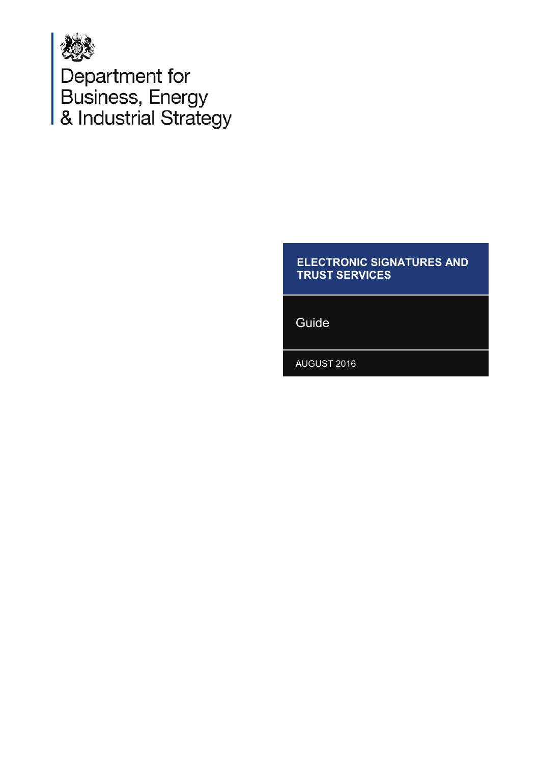Department for Business, Energy & Industrial Strategy

# ELECTRONIC SIGNATURES AND TRUST SERVICES

Guide

AUGUST 2016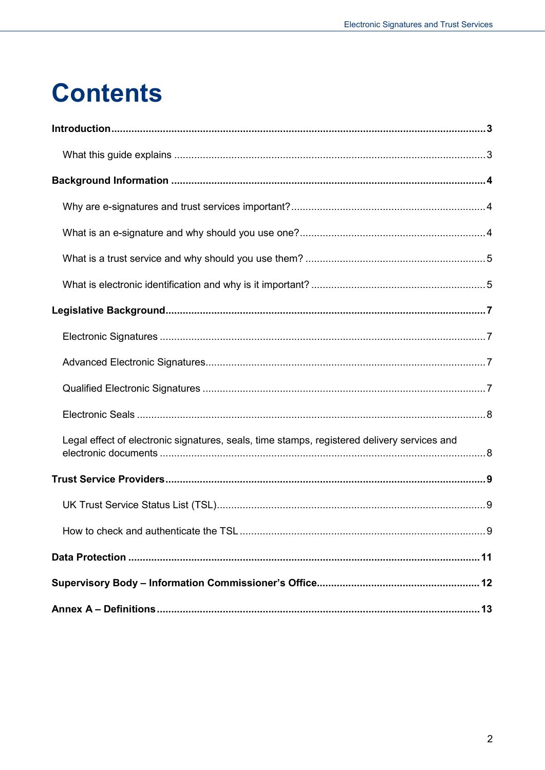# Contents

**Introduction** ..... **3**

- What this guide explains ..... 3

**Background Information** ..... **4**

- Why are e-signatures and trust services important? ..... 4
- What is an e-signature and why should you use one? ..... 4
- What is a trust service and why should you use them? ..... 5
- What is electronic identification and why is it important? ..... 5

**Legislative Background** ..... **7**

- Electronic Signatures ..... 7
- Advanced Electronic Signatures ..... 7
- Qualified Electronic Signatures ..... 7
- Electronic Seals ..... 8
- Legal effect of electronic signatures, seals, time stamps, registered delivery services and electronic documents ..... 8

**Trust Service Providers** ..... **9**

- UK Trust Service Status List (TSL) ..... 9
- How to check and authenticate the TSL ..... 9

**Data Protection** ..... **11**

**Supervisory Body – Information Commissioner's Office** ..... **12**

**Annex A – Definitions** ..... **13**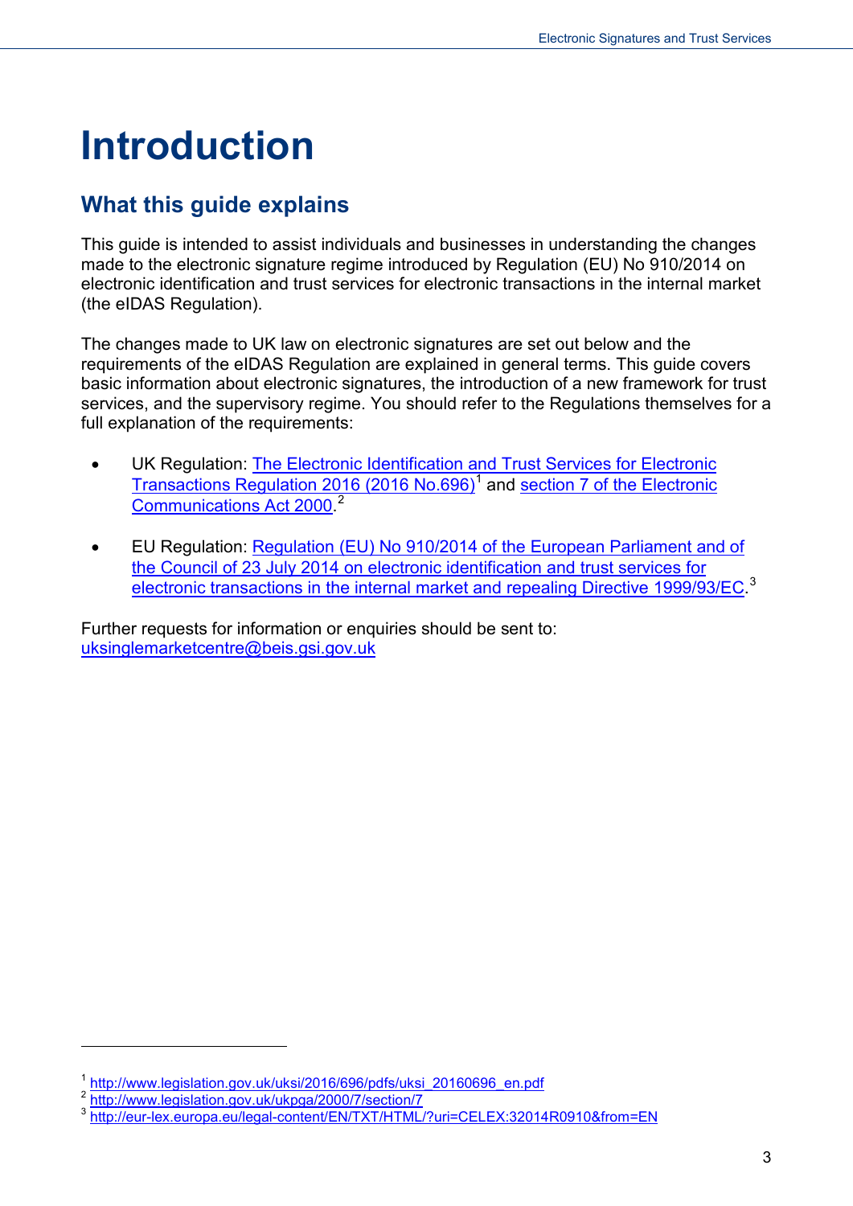# Introduction

## What this guide explains

This guide is intended to assist individuals and businesses in understanding the changes made to the electronic signature regime introduced by Regulation (EU) No 910/2014 on electronic identification and trust services for electronic transactions in the internal market (the eIDAS Regulation).

The changes made to UK law on electronic signatures are set out below and the requirements of the eIDAS Regulation are explained in general terms. This guide covers basic information about electronic signatures, the introduction of a new framework for trust services, and the supervisory regime. You should refer to the Regulations themselves for a full explanation of the requirements:

- UK Regulation: The Electronic Identification and Trust Services for Electronic Transactions Regulation 2016 (2016 No.696)[1] and section 7 of the Electronic Communications Act 2000.[2]

- EU Regulation: Regulation (EU) No 910/2014 of the European Parliament and of the Council of 23 July 2014 on electronic identification and trust services for electronic transactions in the internal market and repealing Directive 1999/93/EC.[3]

Further requests for information or enquiries should be sent to: uksinglemarketcentre@beis.gsi.gov.uk

---

[1] http://www.legislation.gov.uk/uksi/2016/696/pdfs/uksi_20160696_en.pdf
[2] http://www.legislation.gov.uk/ukpga/2000/7/section/7
[3] http://eur-lex.europa.eu/legal-content/EN/TXT/HTML/?uri=CELEX:32014R0910&from=EN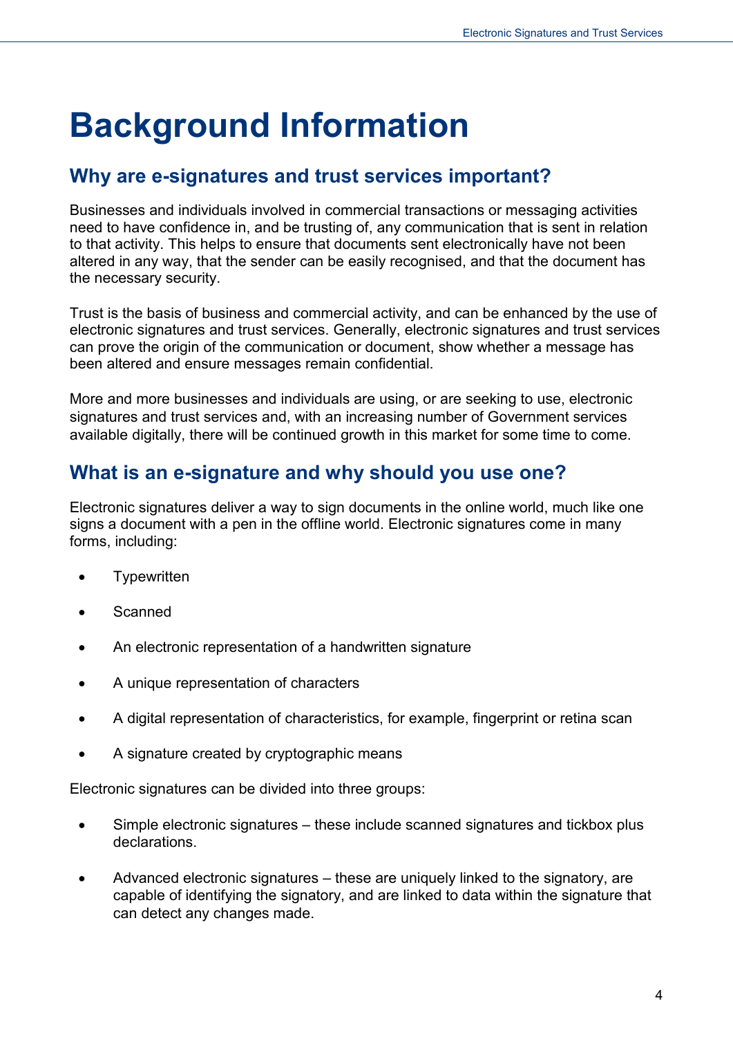# Background Information

## Why are e-signatures and trust services important?

Businesses and individuals involved in commercial transactions or messaging activities need to have confidence in, and be trusting of, any communication that is sent in relation to that activity. This helps to ensure that documents sent electronically have not been altered in any way, that the sender can be easily recognised, and that the document has the necessary security.

Trust is the basis of business and commercial activity, and can be enhanced by the use of electronic signatures and trust services. Generally, electronic signatures and trust services can prove the origin of the communication or document, show whether a message has been altered and ensure messages remain confidential.

More and more businesses and individuals are using, or are seeking to use, electronic signatures and trust services and, with an increasing number of Government services available digitally, there will be continued growth in this market for some time to come.

## What is an e-signature and why should you use one?

Electronic signatures deliver a way to sign documents in the online world, much like one signs a document with a pen in the offline world. Electronic signatures come in many forms, including:

- Typewritten
- Scanned
- An electronic representation of a handwritten signature
- A unique representation of characters
- A digital representation of characteristics, for example, fingerprint or retina scan
- A signature created by cryptographic means

Electronic signatures can be divided into three groups:

- Simple electronic signatures – these include scanned signatures and tickbox plus declarations.
- Advanced electronic signatures – these are uniquely linked to the signatory, are capable of identifying the signatory, and are linked to data within the signature that can detect any changes made.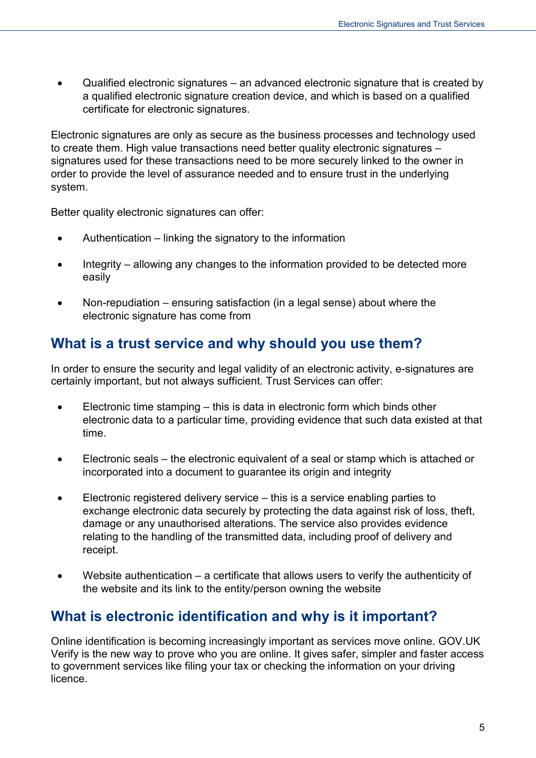- Qualified electronic signatures – an advanced electronic signature that is created by a qualified electronic signature creation device, and which is based on a qualified certificate for electronic signatures.

Electronic signatures are only as secure as the business processes and technology used to create them. High value transactions need better quality electronic signatures – signatures used for these transactions need to be more securely linked to the owner in order to provide the level of assurance needed and to ensure trust in the underlying system.

Better quality electronic signatures can offer:

- Authentication – linking the signatory to the information
- Integrity – allowing any changes to the information provided to be detected more easily
- Non-repudiation – ensuring satisfaction (in a legal sense) about where the electronic signature has come from

## What is a trust service and why should you use them?

In order to ensure the security and legal validity of an electronic activity, e-signatures are certainly important, but not always sufficient. Trust Services can offer:

- Electronic time stamping – this is data in electronic form which binds other electronic data to a particular time, providing evidence that such data existed at that time.
- Electronic seals – the electronic equivalent of a seal or stamp which is attached or incorporated into a document to guarantee its origin and integrity
- Electronic registered delivery service – this is a service enabling parties to exchange electronic data securely by protecting the data against risk of loss, theft, damage or any unauthorised alterations. The service also provides evidence relating to the handling of the transmitted data, including proof of delivery and receipt.
- Website authentication – a certificate that allows users to verify the authenticity of the website and its link to the entity/person owning the website

## What is electronic identification and why is it important?

Online identification is becoming increasingly important as services move online. GOV.UK Verify is the new way to prove who you are online. It gives safer, simpler and faster access to government services like filing your tax or checking the information on your driving licence.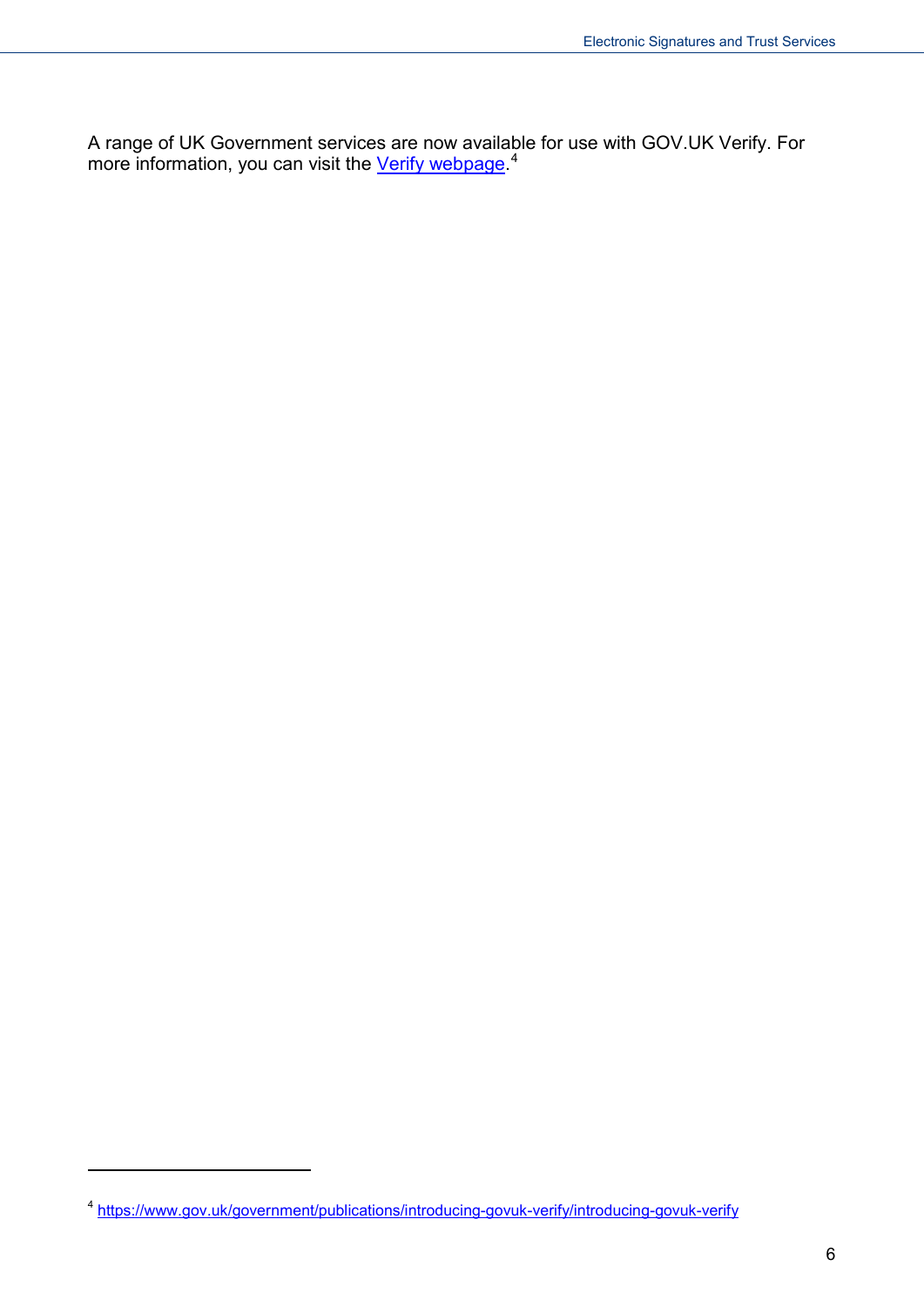A range of UK Government services are now available for use with GOV.UK Verify. For more information, you can visit the Verify webpage.[4]

---

[4] https://www.gov.uk/government/publications/introducing-govuk-verify/introducing-govuk-verify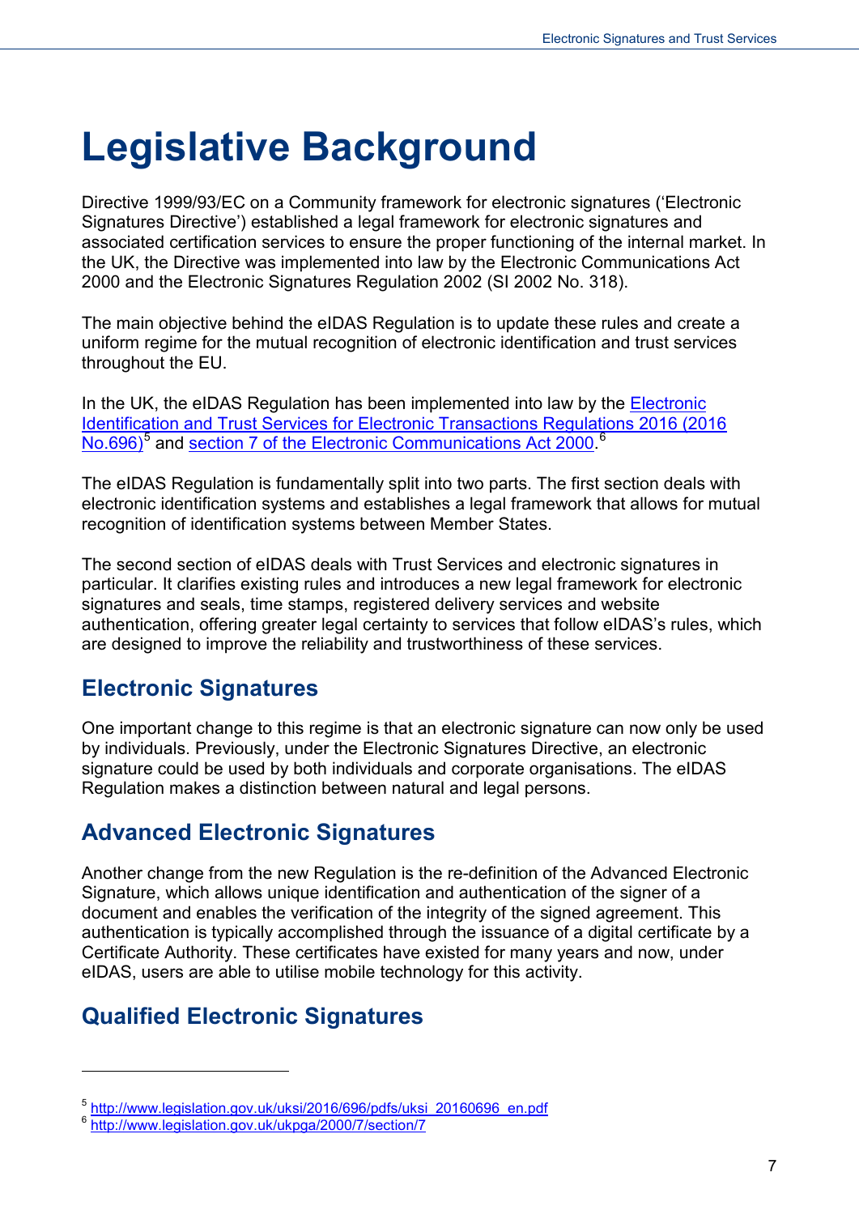# Legislative Background

Directive 1999/93/EC on a Community framework for electronic signatures ('Electronic Signatures Directive') established a legal framework for electronic signatures and associated certification services to ensure the proper functioning of the internal market. In the UK, the Directive was implemented into law by the Electronic Communications Act 2000 and the Electronic Signatures Regulation 2002 (SI 2002 No. 318).

The main objective behind the eIDAS Regulation is to update these rules and create a uniform regime for the mutual recognition of electronic identification and trust services throughout the EU.

In the UK, the eIDAS Regulation has been implemented into law by the [Electronic Identification and Trust Services for Electronic Transactions Regulations 2016 (2016 No.696)](http://www.legislation.gov.uk/uksi/2016/696/pdfs/uksi_20160696_en.pdf)[5] and [section 7 of the Electronic Communications Act 2000](http://www.legislation.gov.uk/ukpga/2000/7/section/7).[6]

The eIDAS Regulation is fundamentally split into two parts. The first section deals with electronic identification systems and establishes a legal framework that allows for mutual recognition of identification systems between Member States.

The second section of eIDAS deals with Trust Services and electronic signatures in particular. It clarifies existing rules and introduces a new legal framework for electronic signatures and seals, time stamps, registered delivery services and website authentication, offering greater legal certainty to services that follow eIDAS's rules, which are designed to improve the reliability and trustworthiness of these services.

## Electronic Signatures

One important change to this regime is that an electronic signature can now only be used by individuals. Previously, under the Electronic Signatures Directive, an electronic signature could be used by both individuals and corporate organisations. The eIDAS Regulation makes a distinction between natural and legal persons.

## Advanced Electronic Signatures

Another change from the new Regulation is the re-definition of the Advanced Electronic Signature, which allows unique identification and authentication of the signer of a document and enables the verification of the integrity of the signed agreement. This authentication is typically accomplished through the issuance of a digital certificate by a Certificate Authority. These certificates have existed for many years and now, under eIDAS, users are able to utilise mobile technology for this activity.

## Qualified Electronic Signatures

---

[5] http://www.legislation.gov.uk/uksi/2016/696/pdfs/uksi_20160696_en.pdf

[6] http://www.legislation.gov.uk/ukpga/2000/7/section/7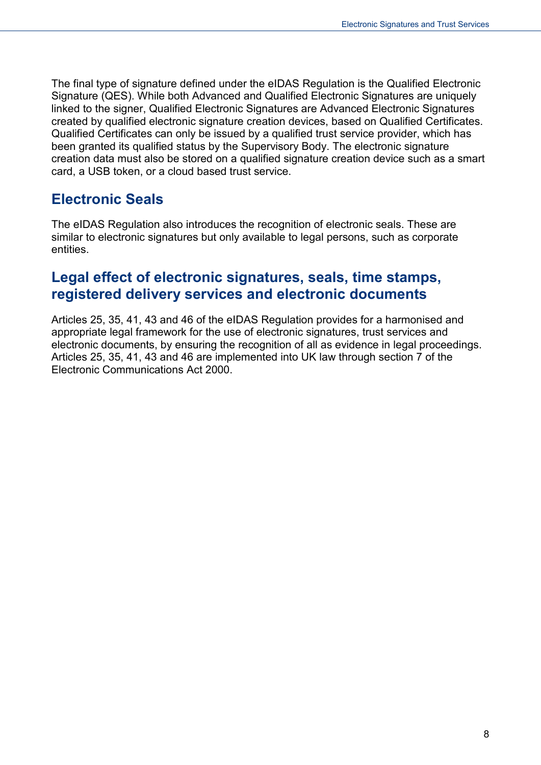The final type of signature defined under the eIDAS Regulation is the Qualified Electronic Signature (QES). While both Advanced and Qualified Electronic Signatures are uniquely linked to the signer, Qualified Electronic Signatures are Advanced Electronic Signatures created by qualified electronic signature creation devices, based on Qualified Certificates. Qualified Certificates can only be issued by a qualified trust service provider, which has been granted its qualified status by the Supervisory Body. The electronic signature creation data must also be stored on a qualified signature creation device such as a smart card, a USB token, or a cloud based trust service.

## Electronic Seals

The eIDAS Regulation also introduces the recognition of electronic seals. These are similar to electronic signatures but only available to legal persons, such as corporate entities.

## Legal effect of electronic signatures, seals, time stamps, registered delivery services and electronic documents

Articles 25, 35, 41, 43 and 46 of the eIDAS Regulation provides for a harmonised and appropriate legal framework for the use of electronic signatures, trust services and electronic documents, by ensuring the recognition of all as evidence in legal proceedings. Articles 25, 35, 41, 43 and 46 are implemented into UK law through section 7 of the Electronic Communications Act 2000.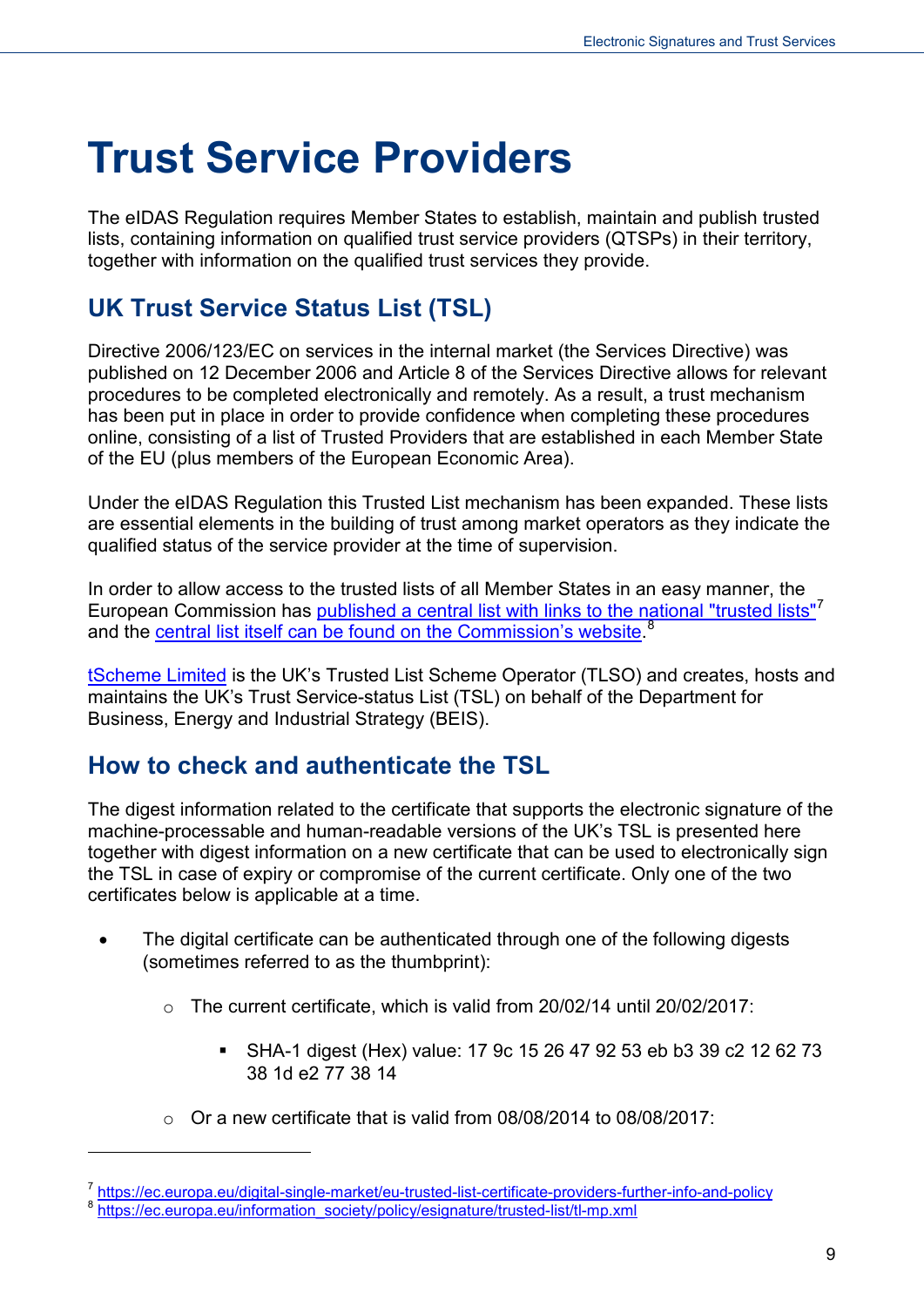# Trust Service Providers

The eIDAS Regulation requires Member States to establish, maintain and publish trusted lists, containing information on qualified trust service providers (QTSPs) in their territory, together with information on the qualified trust services they provide.

## UK Trust Service Status List (TSL)

Directive 2006/123/EC on services in the internal market (the Services Directive) was published on 12 December 2006 and Article 8 of the Services Directive allows for relevant procedures to be completed electronically and remotely. As a result, a trust mechanism has been put in place in order to provide confidence when completing these procedures online, consisting of a list of Trusted Providers that are established in each Member State of the EU (plus members of the European Economic Area).

Under the eIDAS Regulation this Trusted List mechanism has been expanded. These lists are essential elements in the building of trust among market operators as they indicate the qualified status of the service provider at the time of supervision.

In order to allow access to the trusted lists of all Member States in an easy manner, the European Commission has published a central list with links to the national "trusted lists"[7] and the central list itself can be found on the Commission's website.[8]

tScheme Limited is the UK's Trusted List Scheme Operator (TLSO) and creates, hosts and maintains the UK's Trust Service-status List (TSL) on behalf of the Department for Business, Energy and Industrial Strategy (BEIS).

## How to check and authenticate the TSL

The digest information related to the certificate that supports the electronic signature of the machine-processable and human-readable versions of the UK's TSL is presented here together with digest information on a new certificate that can be used to electronically sign the TSL in case of expiry or compromise of the current certificate. Only one of the two certificates below is applicable at a time.

- The digital certificate can be authenticated through one of the following digests (sometimes referred to as the thumbprint):
  - The current certificate, which is valid from 20/02/14 until 20/02/2017:
    - SHA-1 digest (Hex) value: 17 9c 15 26 47 92 53 eb b3 39 c2 12 62 73 38 1d e2 77 38 14
  - Or a new certificate that is valid from 08/08/2014 to 08/08/2017:

[7] https://ec.europa.eu/digital-single-market/eu-trusted-list-certificate-providers-further-info-and-policy
[8] https://ec.europa.eu/information_society/policy/esignature/trusted-list/tl-mp.xml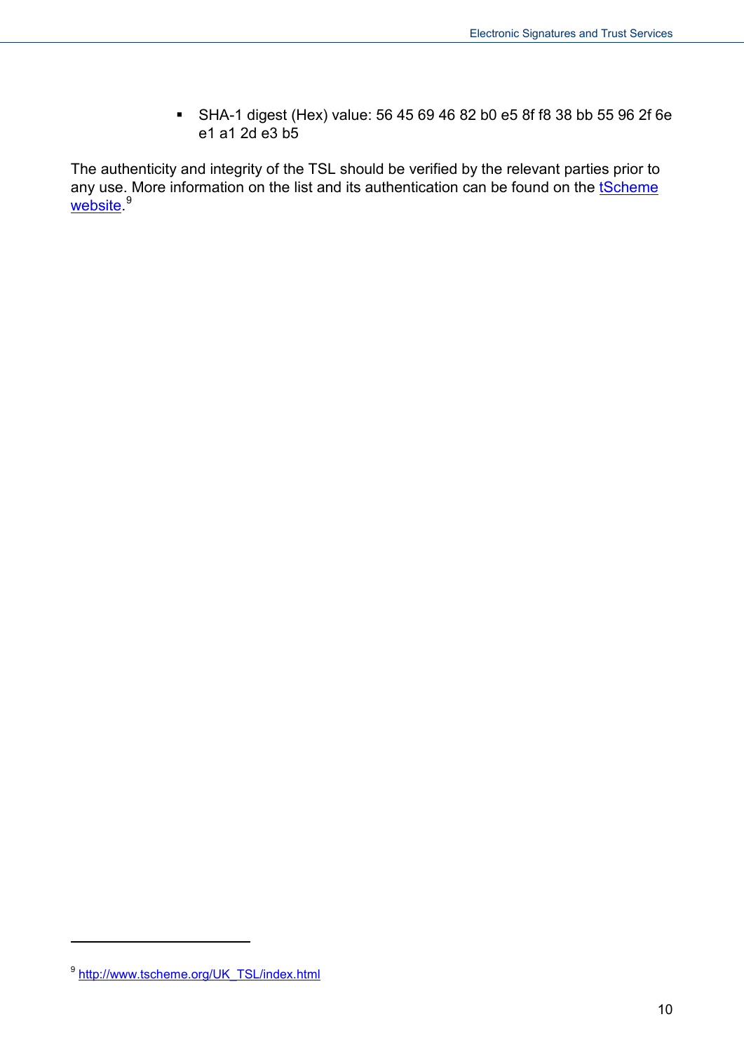- SHA-1 digest (Hex) value: 56 45 69 46 82 b0 e5 8f f8 38 bb 55 96 2f 6e e1 a1 2d e3 b5

The authenticity and integrity of the TSL should be verified by the relevant parties prior to any use. More information on the list and its authentication can be found on the [tScheme website](http://www.tscheme.org/UK_TSL/index.html).[9]

[9] http://www.tscheme.org/UK_TSL/index.html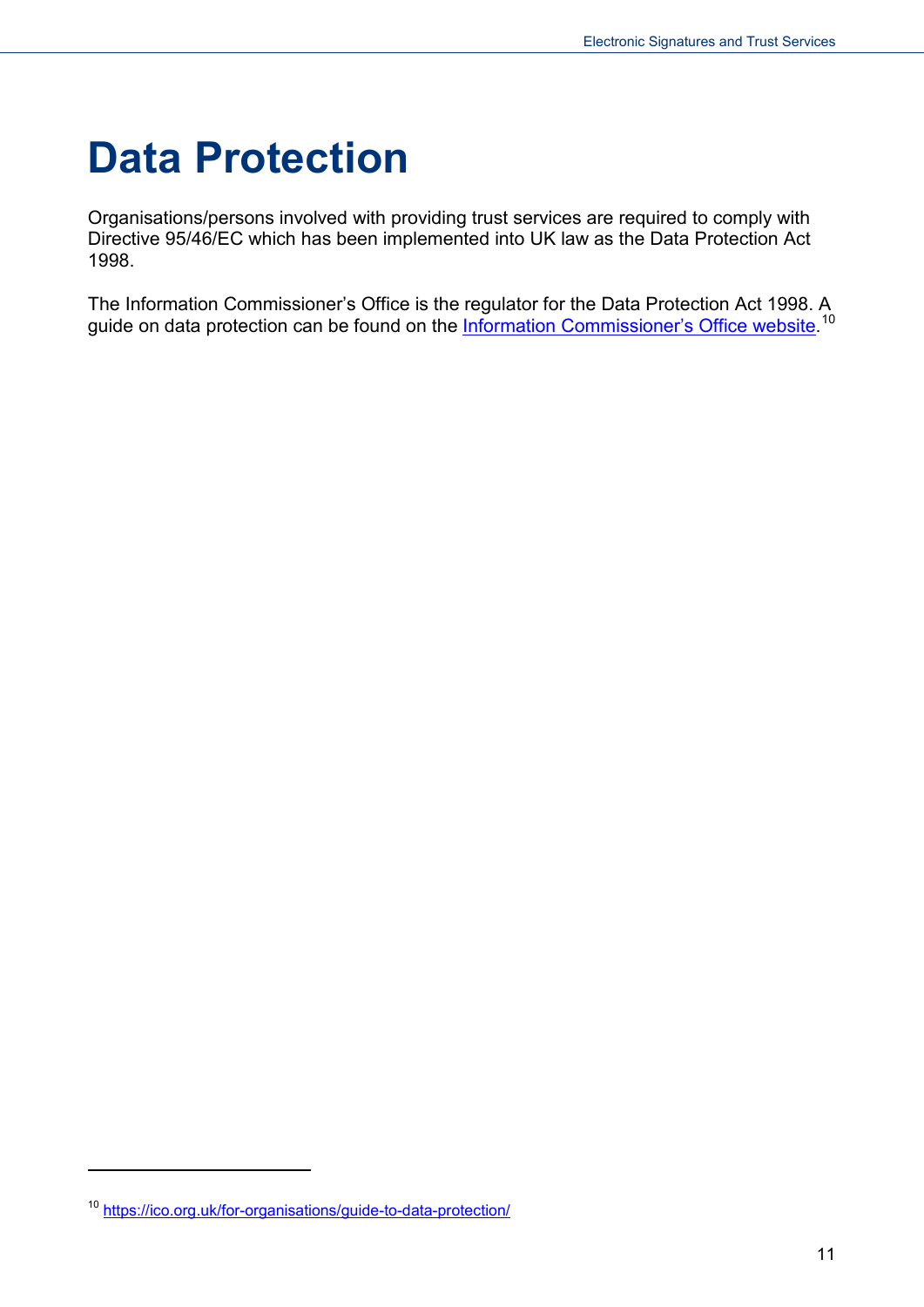# Data Protection

Organisations/persons involved with providing trust services are required to comply with Directive 95/46/EC which has been implemented into UK law as the Data Protection Act 1998.

The Information Commissioner's Office is the regulator for the Data Protection Act 1998. A guide on data protection can be found on the Information Commissioner's Office website.[10]

[10] https://ico.org.uk/for-organisations/guide-to-data-protection/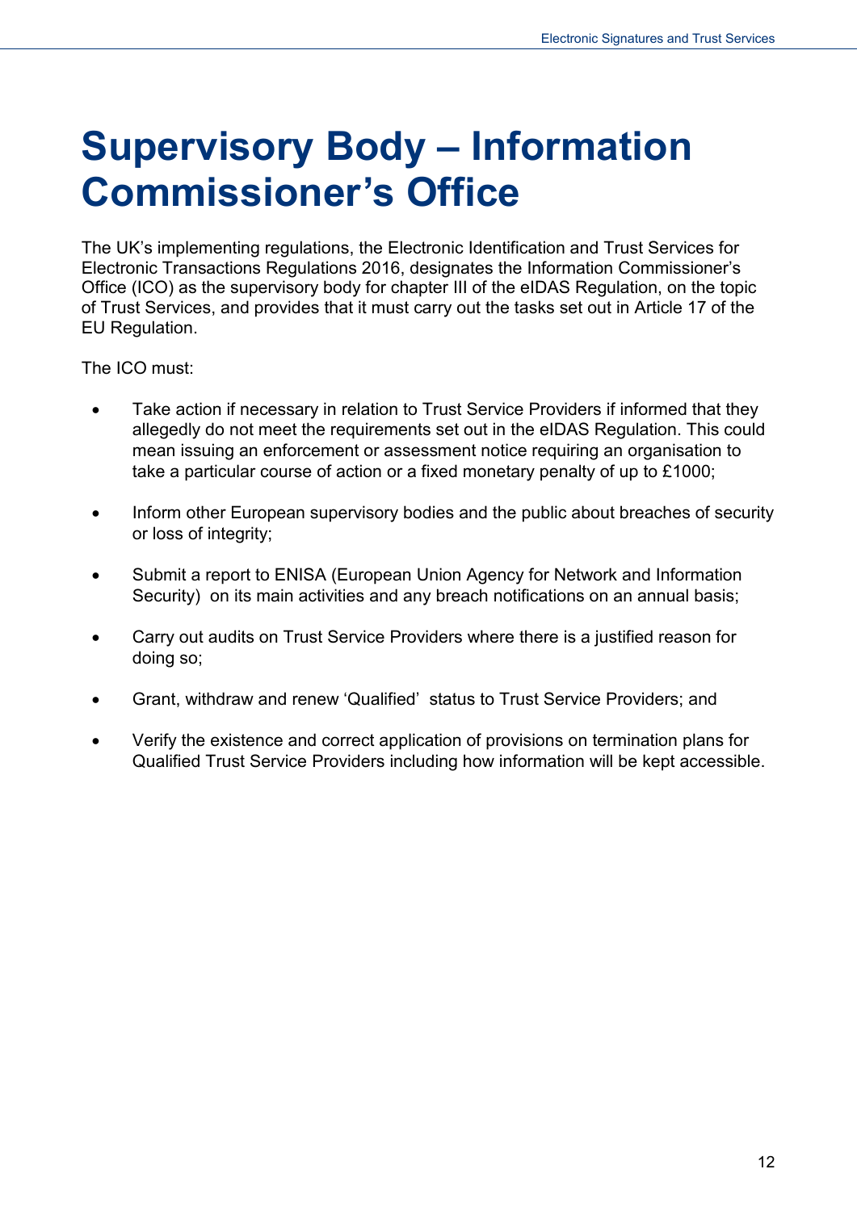# Supervisory Body – Information Commissioner’s Office

The UK’s implementing regulations, the Electronic Identification and Trust Services for Electronic Transactions Regulations 2016, designates the Information Commissioner’s Office (ICO) as the supervisory body for chapter III of the eIDAS Regulation, on the topic of Trust Services, and provides that it must carry out the tasks set out in Article 17 of the EU Regulation.

The ICO must:

- Take action if necessary in relation to Trust Service Providers if informed that they allegedly do not meet the requirements set out in the eIDAS Regulation. This could mean issuing an enforcement or assessment notice requiring an organisation to take a particular course of action or a fixed monetary penalty of up to £1000;

- Inform other European supervisory bodies and the public about breaches of security or loss of integrity;

- Submit a report to ENISA (European Union Agency for Network and Information Security) on its main activities and any breach notifications on an annual basis;

- Carry out audits on Trust Service Providers where there is a justified reason for doing so;

- Grant, withdraw and renew ‘Qualified’ status to Trust Service Providers; and

- Verify the existence and correct application of provisions on termination plans for Qualified Trust Service Providers including how information will be kept accessible.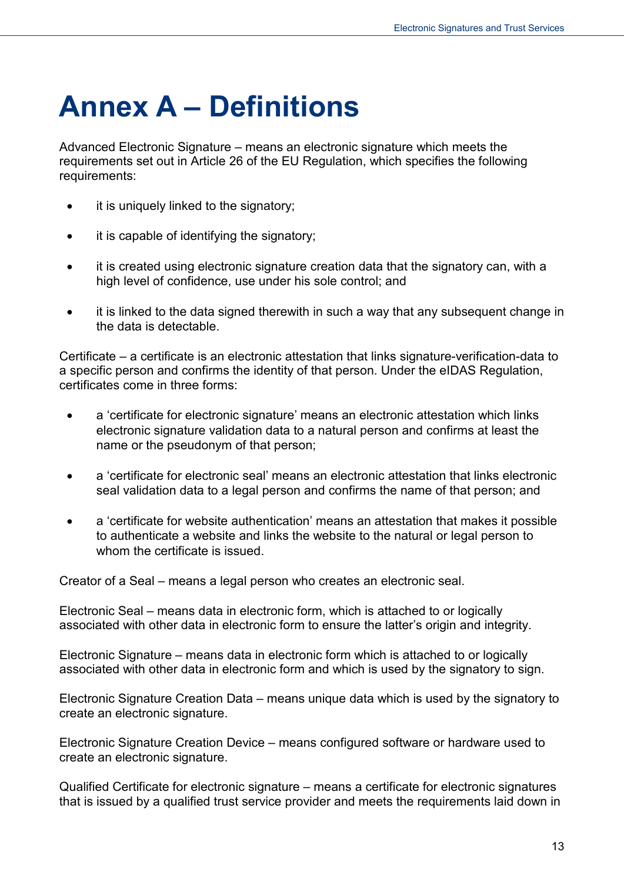# Annex A – Definitions

Advanced Electronic Signature – means an electronic signature which meets the requirements set out in Article 26 of the EU Regulation, which specifies the following requirements:

- it is uniquely linked to the signatory;
- it is capable of identifying the signatory;
- it is created using electronic signature creation data that the signatory can, with a high level of confidence, use under his sole control; and
- it is linked to the data signed therewith in such a way that any subsequent change in the data is detectable.

Certificate – a certificate is an electronic attestation that links signature-verification-data to a specific person and confirms the identity of that person. Under the eIDAS Regulation, certificates come in three forms:

- a 'certificate for electronic signature' means an electronic attestation which links electronic signature validation data to a natural person and confirms at least the name or the pseudonym of that person;
- a 'certificate for electronic seal' means an electronic attestation that links electronic seal validation data to a legal person and confirms the name of that person; and
- a 'certificate for website authentication' means an attestation that makes it possible to authenticate a website and links the website to the natural or legal person to whom the certificate is issued.

Creator of a Seal – means a legal person who creates an electronic seal.

Electronic Seal – means data in electronic form, which is attached to or logically associated with other data in electronic form to ensure the latter's origin and integrity.

Electronic Signature – means data in electronic form which is attached to or logically associated with other data in electronic form and which is used by the signatory to sign.

Electronic Signature Creation Data – means unique data which is used by the signatory to create an electronic signature.

Electronic Signature Creation Device – means configured software or hardware used to create an electronic signature.

Qualified Certificate for electronic signature – means a certificate for electronic signatures that is issued by a qualified trust service provider and meets the requirements laid down in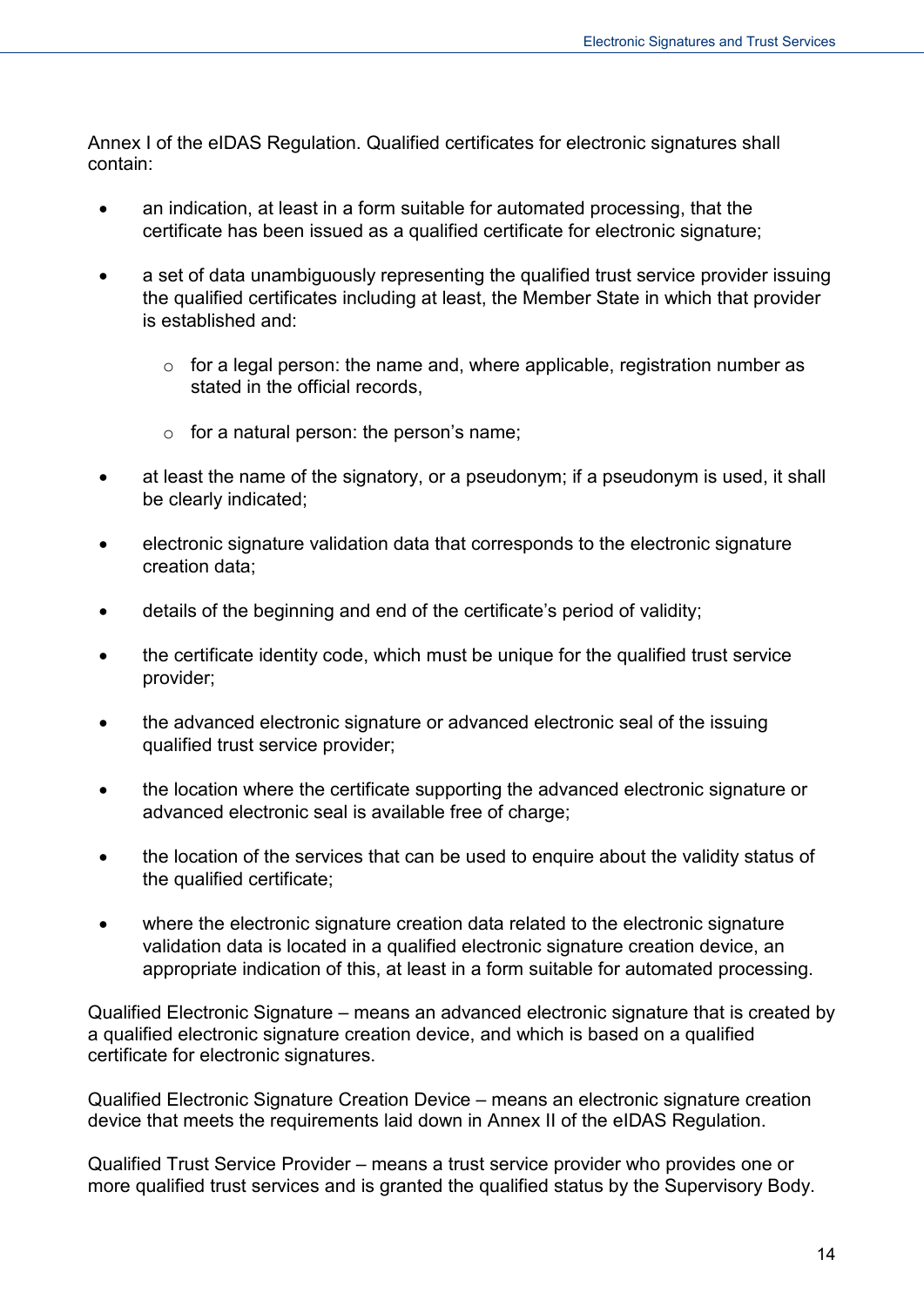Annex I of the eIDAS Regulation. Qualified certificates for electronic signatures shall contain:

- an indication, at least in a form suitable for automated processing, that the certificate has been issued as a qualified certificate for electronic signature;
- a set of data unambiguously representing the qualified trust service provider issuing the qualified certificates including at least, the Member State in which that provider is established and:
    - for a legal person: the name and, where applicable, registration number as stated in the official records,
    - for a natural person: the person's name;
- at least the name of the signatory, or a pseudonym; if a pseudonym is used, it shall be clearly indicated;
- electronic signature validation data that corresponds to the electronic signature creation data;
- details of the beginning and end of the certificate's period of validity;
- the certificate identity code, which must be unique for the qualified trust service provider;
- the advanced electronic signature or advanced electronic seal of the issuing qualified trust service provider;
- the location where the certificate supporting the advanced electronic signature or advanced electronic seal is available free of charge;
- the location of the services that can be used to enquire about the validity status of the qualified certificate;
- where the electronic signature creation data related to the electronic signature validation data is located in a qualified electronic signature creation device, an appropriate indication of this, at least in a form suitable for automated processing.

Qualified Electronic Signature – means an advanced electronic signature that is created by a qualified electronic signature creation device, and which is based on a qualified certificate for electronic signatures.

Qualified Electronic Signature Creation Device – means an electronic signature creation device that meets the requirements laid down in Annex II of the eIDAS Regulation.

Qualified Trust Service Provider – means a trust service provider who provides one or more qualified trust services and is granted the qualified status by the Supervisory Body.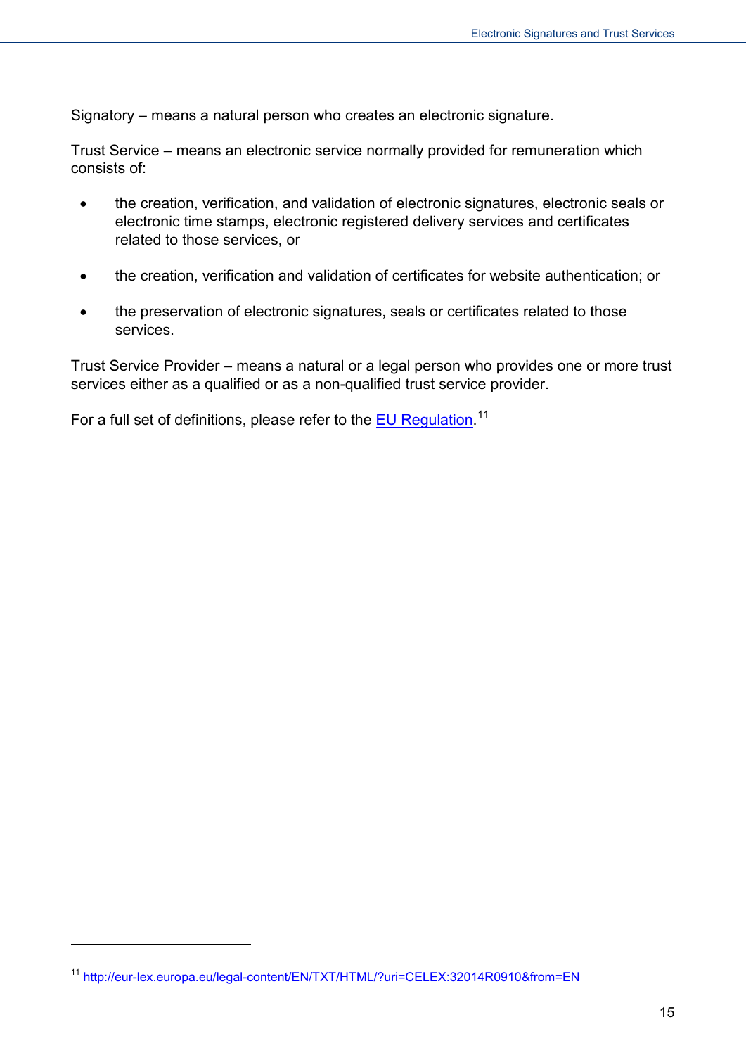Signatory – means a natural person who creates an electronic signature.

Trust Service – means an electronic service normally provided for remuneration which consists of:

- the creation, verification, and validation of electronic signatures, electronic seals or electronic time stamps, electronic registered delivery services and certificates related to those services, or
- the creation, verification and validation of certificates for website authentication; or
- the preservation of electronic signatures, seals or certificates related to those services.

Trust Service Provider – means a natural or a legal person who provides one or more trust services either as a qualified or as a non-qualified trust service provider.

For a full set of definitions, please refer to the EU Regulation.[11]

[11] http://eur-lex.europa.eu/legal-content/EN/TXT/HTML/?uri=CELEX:32014R0910&from=EN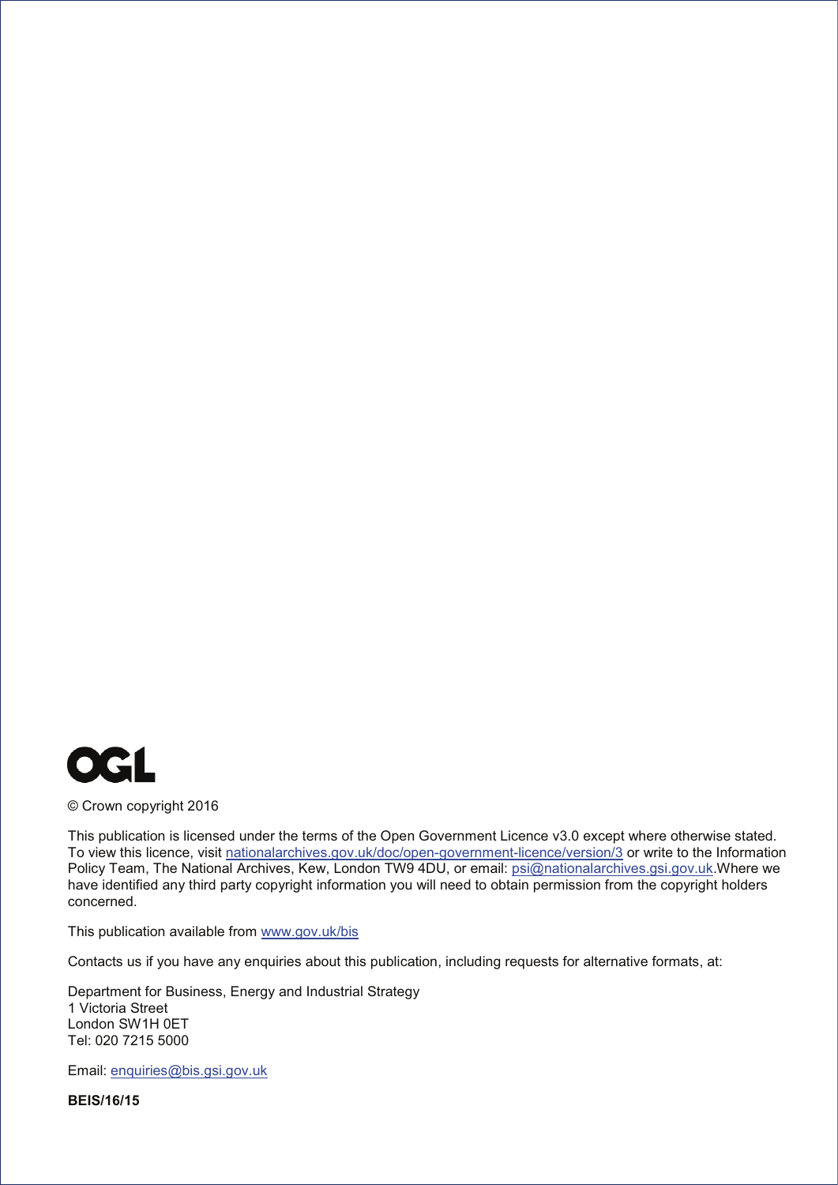OGL

© Crown copyright 2016

This publication is licensed under the terms of the Open Government Licence v3.0 except where otherwise stated. To view this licence, visit nationalarchives.gov.uk/doc/open-government-licence/version/3 or write to the Information Policy Team, The National Archives, Kew, London TW9 4DU, or email: psi@nationalarchives.gsi.gov.uk.Where we have identified any third party copyright information you will need to obtain permission from the copyright holders concerned.

This publication available from www.gov.uk/bis

Contacts us if you have any enquiries about this publication, including requests for alternative formats, at:

Department for Business, Energy and Industrial Strategy
1 Victoria Street
London SW1H 0ET
Tel: 020 7215 5000

Email: enquiries@bis.gsi.gov.uk

**BEIS/16/15**